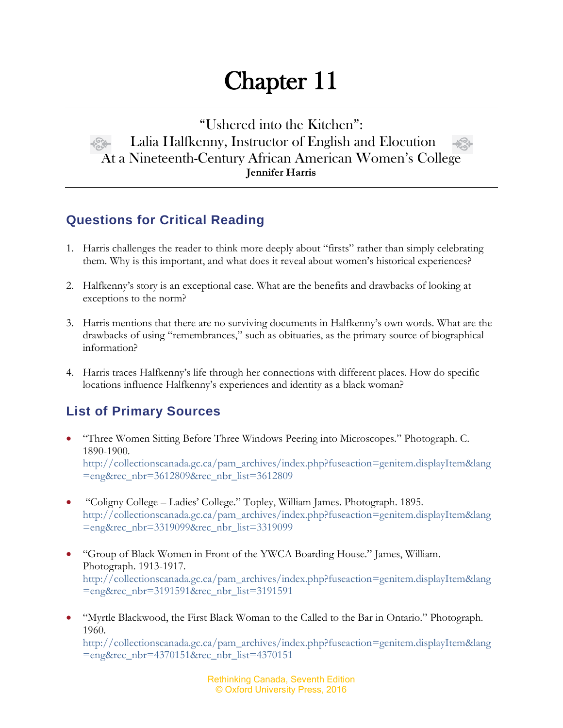# Chapter 11

## "Ushered into the Kitchen": Lalia Halfkenny, Instructor of English and Elocution At a Nineteenth-Century African American Women's College

**Jennifer Harris**

## Questions for Critical Reading

1. Harris challenges the reader to think more deeply about "firsts" rather than simply celebrating them. Why is this important, and what does it reveal about women's historical experiences?

2. Halfkenny's story is an exceptional case. What are the benefits and drawbacks of looking at exceptions to the norm?

3. Harris mentions that there are no surviving documents in Halfkenny's own words. What are the drawbacks of using "remembrances," such as obituaries, as the primary source of biographical information?

4. Harris traces Halfkenny's life through her connections with different places. How do specific locations influence Halfkenny's experiences and identity as a black woman?

## List of Primary Sources

- "Three Women Sitting Before Three Windows Peering into Microscopes." Photograph. C. 1890-1900. http://collectionscanada.gc.ca/pam_archives/index.php?fuseaction=genitem.displayItem&lang=eng&rec_nbr=3612809&rec_nbr_list=3612809

- "Coligny College – Ladies' College." Topley, William James. Photograph. 1895. http://collectionscanada.gc.ca/pam_archives/index.php?fuseaction=genitem.displayItem&lang=eng&rec_nbr=3319099&rec_nbr_list=3319099

- "Group of Black Women in Front of the YWCA Boarding House." James, William. Photograph. 1913-1917. http://collectionscanada.gc.ca/pam_archives/index.php?fuseaction=genitem.displayItem&lang=eng&rec_nbr=3191591&rec_nbr_list=3191591

- "Myrtle Blackwood, the First Black Woman to the Called to the Bar in Ontario." Photograph. 1960. http://collectionscanada.gc.ca/pam_archives/index.php?fuseaction=genitem.displayItem&lang=eng&rec_nbr=4370151&rec_nbr_list=4370151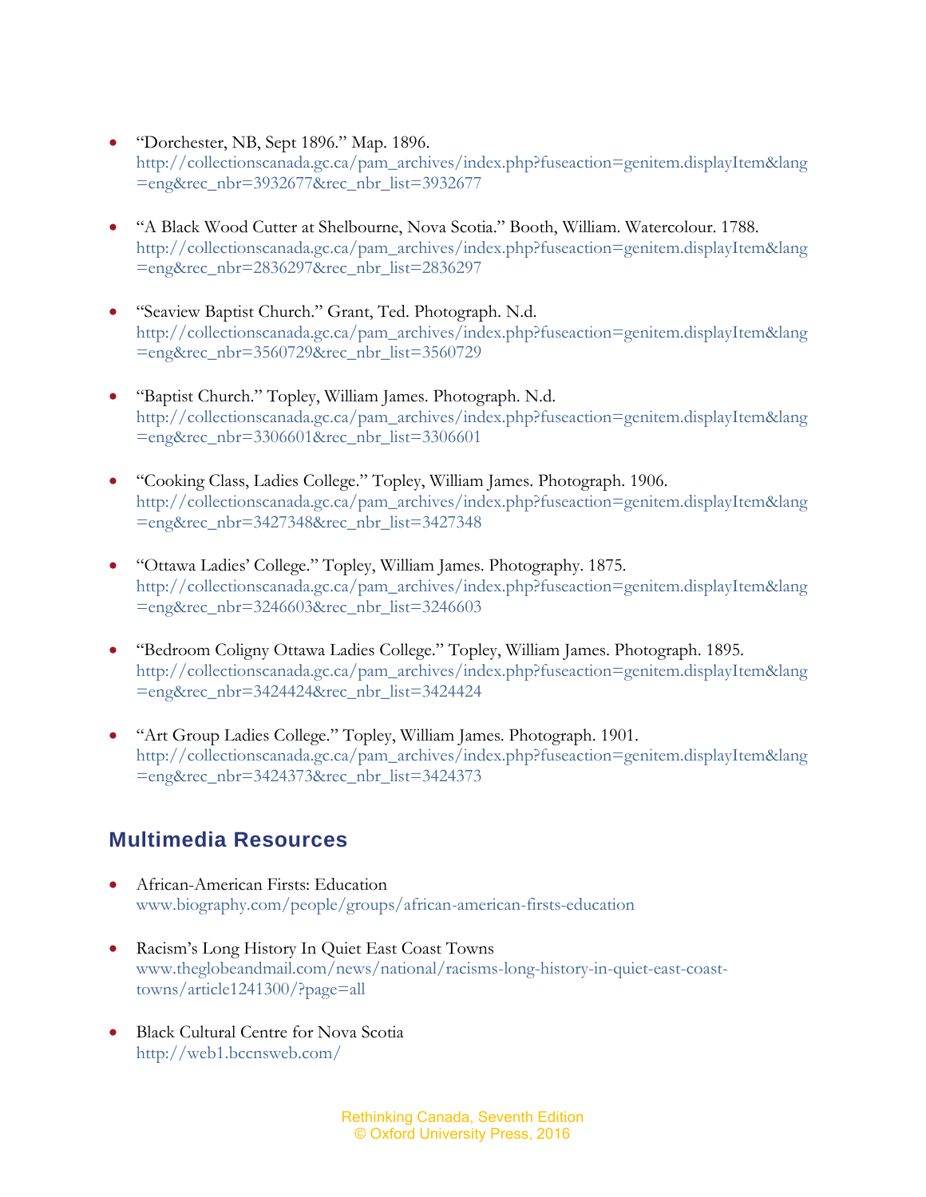- "Dorchester, NB, Sept 1896." Map. 1896. http://collectionscanada.gc.ca/pam_archives/index.php?fuseaction=genitem.displayItem&lang=eng&rec_nbr=3932677&rec_nbr_list=3932677

- "A Black Wood Cutter at Shelbourne, Nova Scotia." Booth, William. Watercolour. 1788. http://collectionscanada.gc.ca/pam_archives/index.php?fuseaction=genitem.displayItem&lang=eng&rec_nbr=2836297&rec_nbr_list=2836297

- "Seaview Baptist Church." Grant, Ted. Photograph. N.d. http://collectionscanada.gc.ca/pam_archives/index.php?fuseaction=genitem.displayItem&lang=eng&rec_nbr=3560729&rec_nbr_list=3560729

- "Baptist Church." Topley, William James. Photograph. N.d. http://collectionscanada.gc.ca/pam_archives/index.php?fuseaction=genitem.displayItem&lang=eng&rec_nbr=3306601&rec_nbr_list=3306601

- "Cooking Class, Ladies College." Topley, William James. Photograph. 1906. http://collectionscanada.gc.ca/pam_archives/index.php?fuseaction=genitem.displayItem&lang=eng&rec_nbr=3427348&rec_nbr_list=3427348

- "Ottawa Ladies' College." Topley, William James. Photography. 1875. http://collectionscanada.gc.ca/pam_archives/index.php?fuseaction=genitem.displayItem&lang=eng&rec_nbr=3246603&rec_nbr_list=3246603

- "Bedroom Coligny Ottawa Ladies College." Topley, William James. Photograph. 1895. http://collectionscanada.gc.ca/pam_archives/index.php?fuseaction=genitem.displayItem&lang=eng&rec_nbr=3424424&rec_nbr_list=3424424

- "Art Group Ladies College." Topley, William James. Photograph. 1901. http://collectionscanada.gc.ca/pam_archives/index.php?fuseaction=genitem.displayItem&lang=eng&rec_nbr=3424373&rec_nbr_list=3424373

## Multimedia Resources

- African-American Firsts: Education
  www.biography.com/people/groups/african-american-firsts-education

- Racism's Long History In Quiet East Coast Towns
  www.theglobeandmail.com/news/national/racisms-long-history-in-quiet-east-coast-towns/article1241300/?page=all

- Black Cultural Centre for Nova Scotia
  http://web1.bccnsweb.com/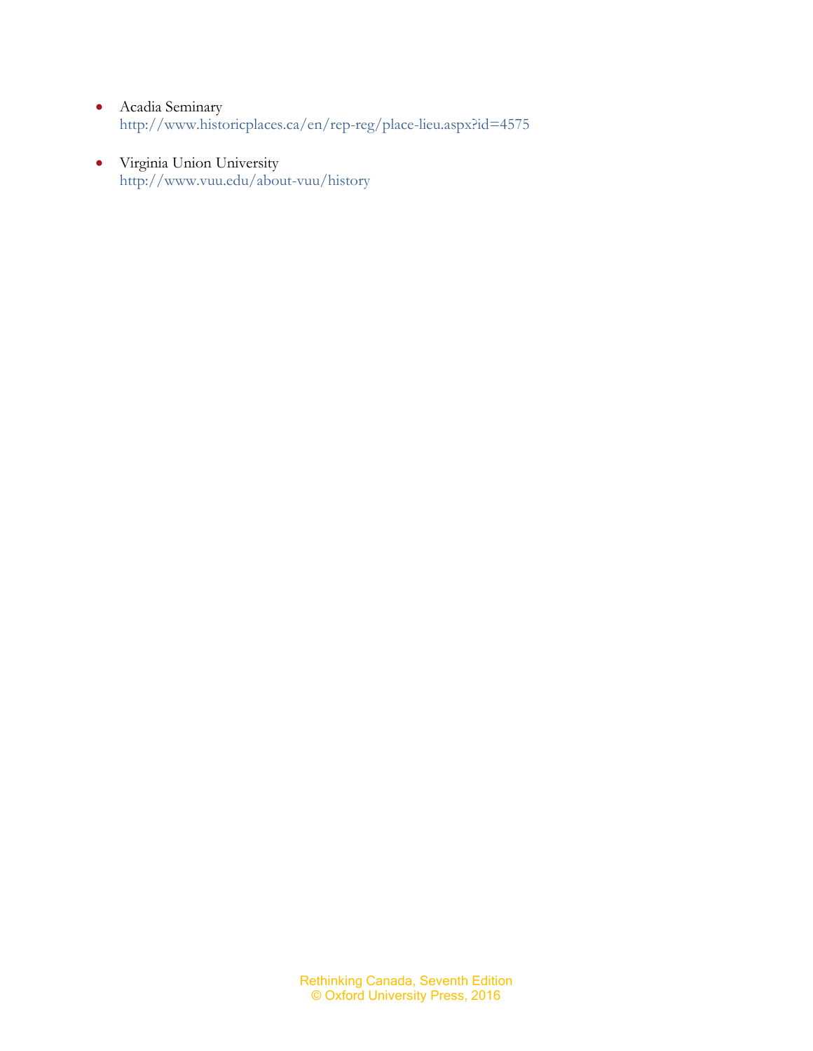- Acadia Seminary
  http://www.historicplaces.ca/en/rep-reg/place-lieu.aspx?id=4575

- Virginia Union University
  http://www.vuu.edu/about-vuu/history